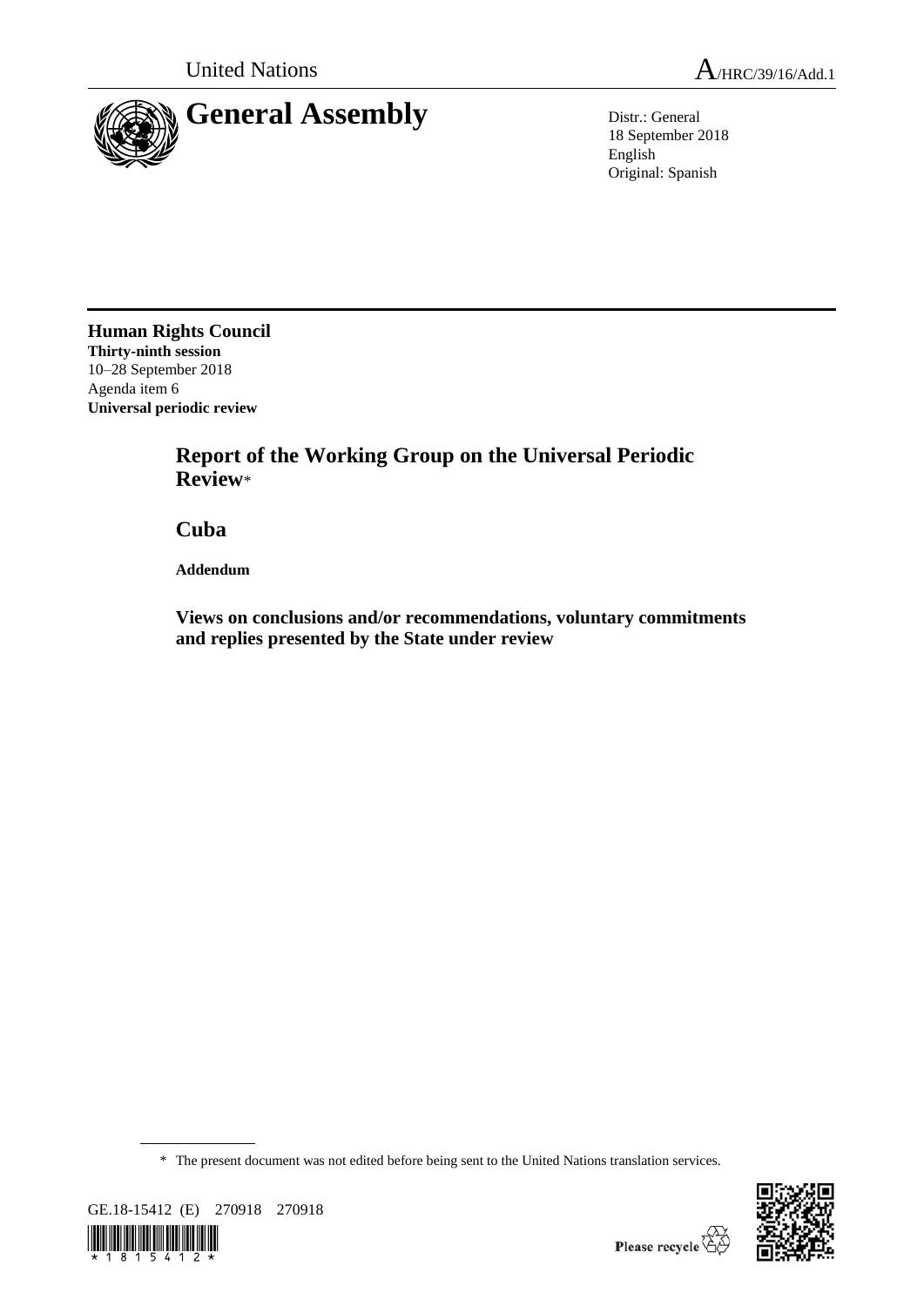United Nations

A/HRC/39/16/Add.1

# General Assembly

Distr.: General
18 September 2018
English
Original: Spanish

**Human Rights Council**
**Thirty-ninth session**
10–28 September 2018
Agenda item 6
**Universal periodic review**

## Report of the Working Group on the Universal Periodic Review*

## Cuba

**Addendum**

### Views on conclusions and/or recommendations, voluntary commitments and replies presented by the State under review

\* The present document was not edited before being sent to the United Nations translation services.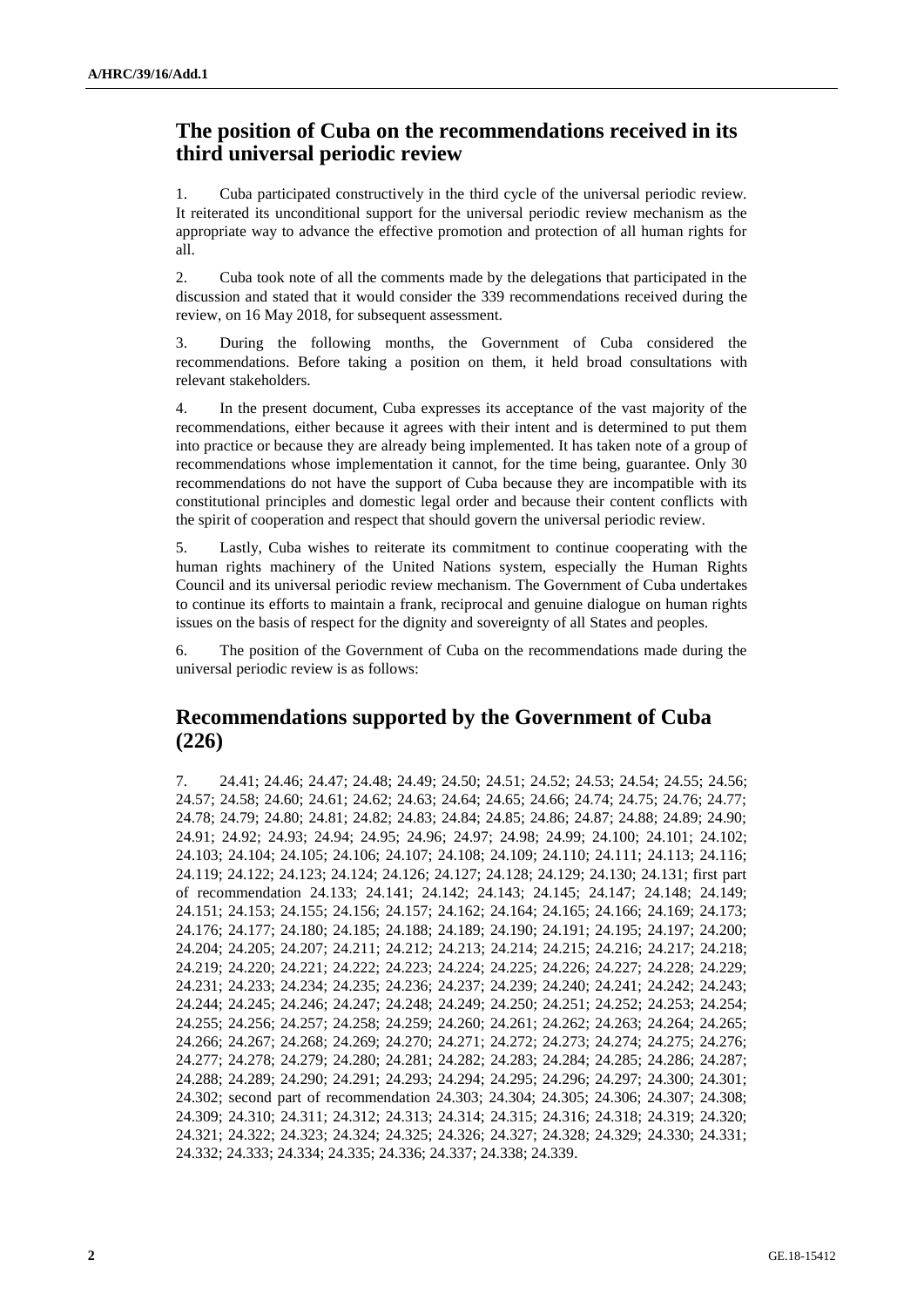## The position of Cuba on the recommendations received in its third universal periodic review

1. Cuba participated constructively in the third cycle of the universal periodic review. It reiterated its unconditional support for the universal periodic review mechanism as the appropriate way to advance the effective promotion and protection of all human rights for all.

2. Cuba took note of all the comments made by the delegations that participated in the discussion and stated that it would consider the 339 recommendations received during the review, on 16 May 2018, for subsequent assessment.

3. During the following months, the Government of Cuba considered the recommendations. Before taking a position on them, it held broad consultations with relevant stakeholders.

4. In the present document, Cuba expresses its acceptance of the vast majority of the recommendations, either because it agrees with their intent and is determined to put them into practice or because they are already being implemented. It has taken note of a group of recommendations whose implementation it cannot, for the time being, guarantee. Only 30 recommendations do not have the support of Cuba because they are incompatible with its constitutional principles and domestic legal order and because their content conflicts with the spirit of cooperation and respect that should govern the universal periodic review.

5. Lastly, Cuba wishes to reiterate its commitment to continue cooperating with the human rights machinery of the United Nations system, especially the Human Rights Council and its universal periodic review mechanism. The Government of Cuba undertakes to continue its efforts to maintain a frank, reciprocal and genuine dialogue on human rights issues on the basis of respect for the dignity and sovereignty of all States and peoples.

6. The position of the Government of Cuba on the recommendations made during the universal periodic review is as follows:

## Recommendations supported by the Government of Cuba (226)

7. 24.41; 24.46; 24.47; 24.48; 24.49; 24.50; 24.51; 24.52; 24.53; 24.54; 24.55; 24.56; 24.57; 24.58; 24.60; 24.61; 24.62; 24.63; 24.64; 24.65; 24.66; 24.74; 24.75; 24.76; 24.77; 24.78; 24.79; 24.80; 24.81; 24.82; 24.83; 24.84; 24.85; 24.86; 24.87; 24.88; 24.89; 24.90; 24.91; 24.92; 24.93; 24.94; 24.95; 24.96; 24.97; 24.98; 24.99; 24.100; 24.101; 24.102; 24.103; 24.104; 24.105; 24.106; 24.107; 24.108; 24.109; 24.110; 24.111; 24.113; 24.116; 24.119; 24.122; 24.123; 24.124; 24.126; 24.127; 24.128; 24.129; 24.130; 24.131; first part of recommendation 24.133; 24.141; 24.142; 24.143; 24.145; 24.147; 24.148; 24.149; 24.151; 24.153; 24.155; 24.156; 24.157; 24.162; 24.164; 24.165; 24.166; 24.169; 24.173; 24.176; 24.177; 24.180; 24.185; 24.188; 24.189; 24.190; 24.191; 24.195; 24.197; 24.200; 24.204; 24.205; 24.207; 24.211; 24.212; 24.213; 24.214; 24.215; 24.216; 24.217; 24.218; 24.219; 24.220; 24.221; 24.222; 24.223; 24.224; 24.225; 24.226; 24.227; 24.228; 24.229; 24.231; 24.233; 24.234; 24.235; 24.236; 24.237; 24.239; 24.240; 24.241; 24.242; 24.243; 24.244; 24.245; 24.246; 24.247; 24.248; 24.249; 24.250; 24.251; 24.252; 24.253; 24.254; 24.255; 24.256; 24.257; 24.258; 24.259; 24.260; 24.261; 24.262; 24.263; 24.264; 24.265; 24.266; 24.267; 24.268; 24.269; 24.270; 24.271; 24.272; 24.273; 24.274; 24.275; 24.276; 24.277; 24.278; 24.279; 24.280; 24.281; 24.282; 24.283; 24.284; 24.285; 24.286; 24.287; 24.288; 24.289; 24.290; 24.291; 24.293; 24.294; 24.295; 24.296; 24.297; 24.300; 24.301; 24.302; second part of recommendation 24.303; 24.304; 24.305; 24.306; 24.307; 24.308; 24.309; 24.310; 24.311; 24.312; 24.313; 24.314; 24.315; 24.316; 24.318; 24.319; 24.320; 24.321; 24.322; 24.323; 24.324; 24.325; 24.326; 24.327; 24.328; 24.329; 24.330; 24.331; 24.332; 24.333; 24.334; 24.335; 24.336; 24.337; 24.338; 24.339.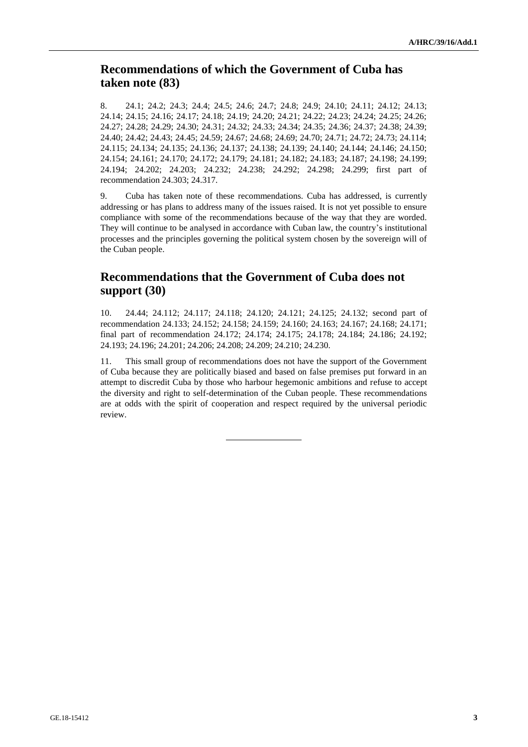## Recommendations of which the Government of Cuba has taken note (83)

8. 24.1; 24.2; 24.3; 24.4; 24.5; 24.6; 24.7; 24.8; 24.9; 24.10; 24.11; 24.12; 24.13; 24.14; 24.15; 24.16; 24.17; 24.18; 24.19; 24.20; 24.21; 24.22; 24.23; 24.24; 24.25; 24.26; 24.27; 24.28; 24.29; 24.30; 24.31; 24.32; 24.33; 24.34; 24.35; 24.36; 24.37; 24.38; 24.39; 24.40; 24.42; 24.43; 24.45; 24.59; 24.67; 24.68; 24.69; 24.70; 24.71; 24.72; 24.73; 24.114; 24.115; 24.134; 24.135; 24.136; 24.137; 24.138; 24.139; 24.140; 24.144; 24.146; 24.150; 24.154; 24.161; 24.170; 24.172; 24.179; 24.181; 24.182; 24.183; 24.187; 24.198; 24.199; 24.194; 24.202; 24.203; 24.232; 24.238; 24.292; 24.298; 24.299; first part of recommendation 24.303; 24.317.

9. Cuba has taken note of these recommendations. Cuba has addressed, is currently addressing or has plans to address many of the issues raised. It is not yet possible to ensure compliance with some of the recommendations because of the way that they are worded. They will continue to be analysed in accordance with Cuban law, the country's institutional processes and the principles governing the political system chosen by the sovereign will of the Cuban people.

## Recommendations that the Government of Cuba does not support (30)

10. 24.44; 24.112; 24.117; 24.118; 24.120; 24.121; 24.125; 24.132; second part of recommendation 24.133; 24.152; 24.158; 24.159; 24.160; 24.163; 24.167; 24.168; 24.171; final part of recommendation 24.172; 24.174; 24.175; 24.178; 24.184; 24.186; 24.192; 24.193; 24.196; 24.201; 24.206; 24.208; 24.209; 24.210; 24.230.

11. This small group of recommendations does not have the support of the Government of Cuba because they are politically biased and based on false premises put forward in an attempt to discredit Cuba by those who harbour hegemonic ambitions and refuse to accept the diversity and right to self-determination of the Cuban people. These recommendations are at odds with the spirit of cooperation and respect required by the universal periodic review.